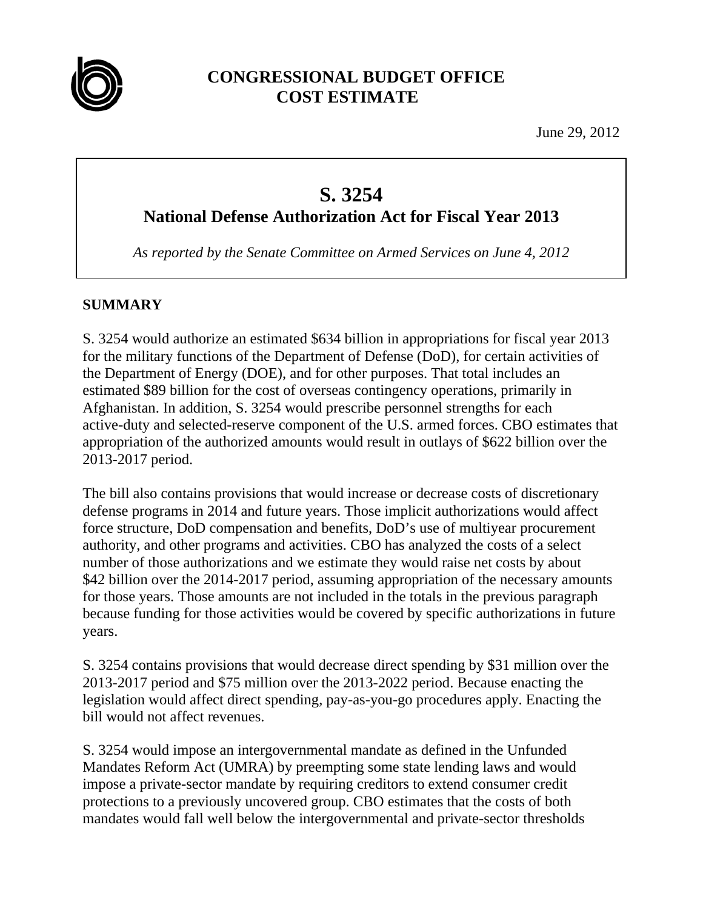# CONGRESSIONAL BUDGET OFFICE
# COST ESTIMATE

June 29, 2012

## S. 3254
### National Defense Authorization Act for Fiscal Year 2013

*As reported by the Senate Committee on Armed Services on June 4, 2012*

## SUMMARY

S. 3254 would authorize an estimated $634 billion in appropriations for fiscal year 2013 for the military functions of the Department of Defense (DoD), for certain activities of the Department of Energy (DOE), and for other purposes. That total includes an estimated $89 billion for the cost of overseas contingency operations, primarily in Afghanistan. In addition, S. 3254 would prescribe personnel strengths for each active-duty and selected-reserve component of the U.S. armed forces. CBO estimates that appropriation of the authorized amounts would result in outlays of $622 billion over the 2013-2017 period.

The bill also contains provisions that would increase or decrease costs of discretionary defense programs in 2014 and future years. Those implicit authorizations would affect force structure, DoD compensation and benefits, DoD's use of multiyear procurement authority, and other programs and activities. CBO has analyzed the costs of a select number of those authorizations and we estimate they would raise net costs by about $42 billion over the 2014-2017 period, assuming appropriation of the necessary amounts for those years. Those amounts are not included in the totals in the previous paragraph because funding for those activities would be covered by specific authorizations in future years.

S. 3254 contains provisions that would decrease direct spending by $31 million over the 2013-2017 period and $75 million over the 2013-2022 period. Because enacting the legislation would affect direct spending, pay-as-you-go procedures apply. Enacting the bill would not affect revenues.

S. 3254 would impose an intergovernmental mandate as defined in the Unfunded Mandates Reform Act (UMRA) by preempting some state lending laws and would impose a private-sector mandate by requiring creditors to extend consumer credit protections to a previously uncovered group. CBO estimates that the costs of both mandates would fall well below the intergovernmental and private-sector thresholds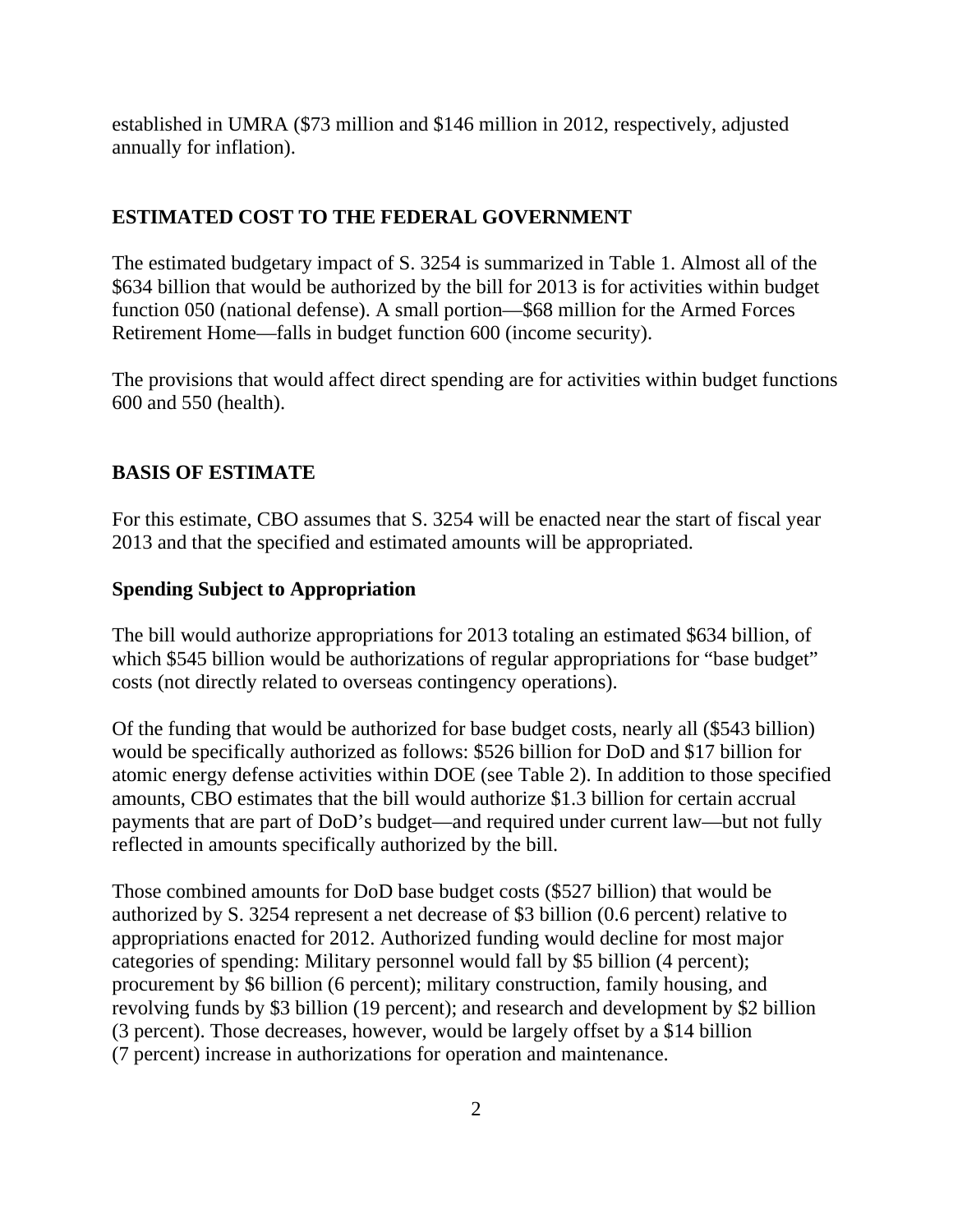established in UMRA ($73 million and $146 million in 2012, respectively, adjusted annually for inflation).

## ESTIMATED COST TO THE FEDERAL GOVERNMENT

The estimated budgetary impact of S. 3254 is summarized in Table 1. Almost all of the $634 billion that would be authorized by the bill for 2013 is for activities within budget function 050 (national defense). A small portion—$68 million for the Armed Forces Retirement Home—falls in budget function 600 (income security).

The provisions that would affect direct spending are for activities within budget functions 600 and 550 (health).

## BASIS OF ESTIMATE

For this estimate, CBO assumes that S. 3254 will be enacted near the start of fiscal year 2013 and that the specified and estimated amounts will be appropriated.

### Spending Subject to Appropriation

The bill would authorize appropriations for 2013 totaling an estimated $634 billion, of which $545 billion would be authorizations of regular appropriations for "base budget" costs (not directly related to overseas contingency operations).

Of the funding that would be authorized for base budget costs, nearly all ($543 billion) would be specifically authorized as follows: $526 billion for DoD and $17 billion for atomic energy defense activities within DOE (see Table 2). In addition to those specified amounts, CBO estimates that the bill would authorize $1.3 billion for certain accrual payments that are part of DoD's budget—and required under current law—but not fully reflected in amounts specifically authorized by the bill.

Those combined amounts for DoD base budget costs ($527 billion) that would be authorized by S. 3254 represent a net decrease of $3 billion (0.6 percent) relative to appropriations enacted for 2012. Authorized funding would decline for most major categories of spending: Military personnel would fall by $5 billion (4 percent); procurement by $6 billion (6 percent); military construction, family housing, and revolving funds by $3 billion (19 percent); and research and development by $2 billion (3 percent). Those decreases, however, would be largely offset by a $14 billion (7 percent) increase in authorizations for operation and maintenance.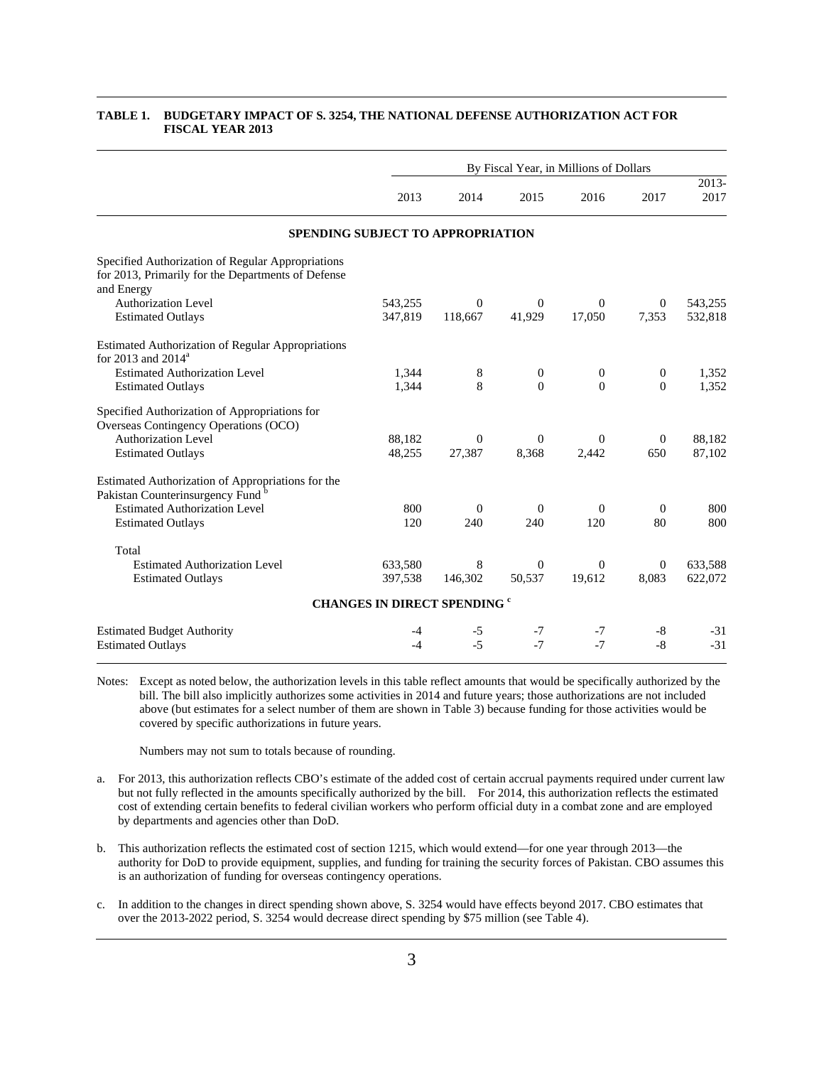**TABLE 1. BUDGETARY IMPACT OF S. 3254, THE NATIONAL DEFENSE AUTHORIZATION ACT FOR FISCAL YEAR 2013**

| | By Fiscal Year, in Millions of Dollars | | | | | |
|---|---|---|---|---|---|---|
| | 2013 | 2014 | 2015 | 2016 | 2017 | 2013-2017 |
| **SPENDING SUBJECT TO APPROPRIATION** | | | | | | |
| Specified Authorization of Regular Appropriations for 2013, Primarily for the Departments of Defense and Energy | | | | | | |
| Authorization Level | 543,255 | 0 | 0 | 0 | 0 | 543,255 |
| Estimated Outlays | 347,819 | 118,667 | 41,929 | 17,050 | 7,353 | 532,818 |
| Estimated Authorization of Regular Appropriations for 2013 and 2014[a] | | | | | | |
| Estimated Authorization Level | 1,344 | 8 | 0 | 0 | 0 | 1,352 |
| Estimated Outlays | 1,344 | 8 | 0 | 0 | 0 | 1,352 |
| Specified Authorization of Appropriations for Overseas Contingency Operations (OCO) | | | | | | |
| Authorization Level | 88,182 | 0 | 0 | 0 | 0 | 88,182 |
| Estimated Outlays | 48,255 | 27,387 | 8,368 | 2,442 | 650 | 87,102 |
| Estimated Authorization of Appropriations for the Pakistan Counterinsurgency Fund[b] | | | | | | |
| Estimated Authorization Level | 800 | 0 | 0 | 0 | 0 | 800 |
| Estimated Outlays | 120 | 240 | 240 | 120 | 80 | 800 |
| Total | | | | | | |
| Estimated Authorization Level | 633,580 | 8 | 0 | 0 | 0 | 633,588 |
| Estimated Outlays | 397,538 | 146,302 | 50,537 | 19,612 | 8,083 | 622,072 |
| **CHANGES IN DIRECT SPENDING[c]** | | | | | | |
| Estimated Budget Authority | -4 | -5 | -7 | -7 | -8 | -31 |
| Estimated Outlays | -4 | -5 | -7 | -7 | -8 | -31 |

Notes: Except as noted below, the authorization levels in this table reflect amounts that would be specifically authorized by the bill. The bill also implicitly authorizes some activities in 2014 and future years; those authorizations are not included above (but estimates for a select number of them are shown in Table 3) because funding for those activities would be covered by specific authorizations in future years.

Numbers may not sum to totals because of rounding.

a. For 2013, this authorization reflects CBO's estimate of the added cost of certain accrual payments required under current law but not fully reflected in the amounts specifically authorized by the bill. For 2014, this authorization reflects the estimated cost of extending certain benefits to federal civilian workers who perform official duty in a combat zone and are employed by departments and agencies other than DoD.

b. This authorization reflects the estimated cost of section 1215, which would extend—for one year through 2013—the authority for DoD to provide equipment, supplies, and funding for training the security forces of Pakistan. CBO assumes this is an authorization of funding for overseas contingency operations.

c. In addition to the changes in direct spending shown above, S. 3254 would have effects beyond 2017. CBO estimates that over the 2013-2022 period, S. 3254 would decrease direct spending by $75 million (see Table 4).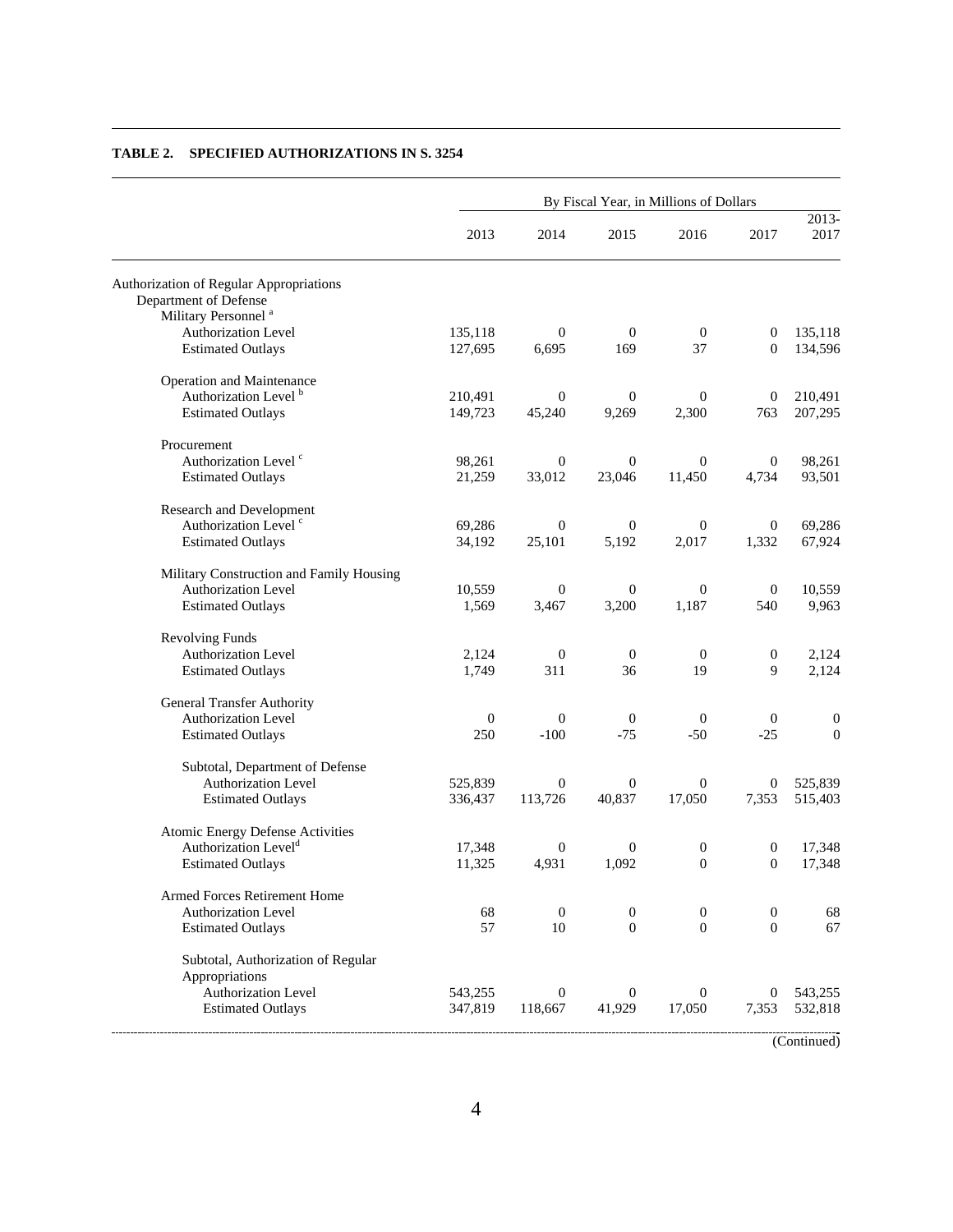**TABLE 2. SPECIFIED AUTHORIZATIONS IN S. 3254**

| | By Fiscal Year, in Millions of Dollars | | | | | |
|---|---|---|---|---|---|---|
| | 2013 | 2014 | 2015 | 2016 | 2017 | 2013-2017 |
| **Authorization of Regular Appropriations** | | | | | | |
| Department of Defense | | | | | | |
| Military Personnel [a] | | | | | | |
| Authorization Level | 135,118 | 0 | 0 | 0 | 0 | 135,118 |
| Estimated Outlays | 127,695 | 6,695 | 169 | 37 | 0 | 134,596 |
| Operation and Maintenance | | | | | | |
| Authorization Level [b] | 210,491 | 0 | 0 | 0 | 0 | 210,491 |
| Estimated Outlays | 149,723 | 45,240 | 9,269 | 2,300 | 763 | 207,295 |
| Procurement | | | | | | |
| Authorization Level [c] | 98,261 | 0 | 0 | 0 | 0 | 98,261 |
| Estimated Outlays | 21,259 | 33,012 | 23,046 | 11,450 | 4,734 | 93,501 |
| Research and Development | | | | | | |
| Authorization Level [c] | 69,286 | 0 | 0 | 0 | 0 | 69,286 |
| Estimated Outlays | 34,192 | 25,101 | 5,192 | 2,017 | 1,332 | 67,924 |
| Military Construction and Family Housing | | | | | | |
| Authorization Level | 10,559 | 0 | 0 | 0 | 0 | 10,559 |
| Estimated Outlays | 1,569 | 3,467 | 3,200 | 1,187 | 540 | 9,963 |
| Revolving Funds | | | | | | |
| Authorization Level | 2,124 | 0 | 0 | 0 | 0 | 2,124 |
| Estimated Outlays | 1,749 | 311 | 36 | 19 | 9 | 2,124 |
| General Transfer Authority | | | | | | |
| Authorization Level | 0 | 0 | 0 | 0 | 0 | 0 |
| Estimated Outlays | 250 | -100 | -75 | -50 | -25 | 0 |
| Subtotal, Department of Defense | | | | | | |
| Authorization Level | 525,839 | 0 | 0 | 0 | 0 | 525,839 |
| Estimated Outlays | 336,437 | 113,726 | 40,837 | 17,050 | 7,353 | 515,403 |
| Atomic Energy Defense Activities | | | | | | |
| Authorization Level [d] | 17,348 | 0 | 0 | 0 | 0 | 17,348 |
| Estimated Outlays | 11,325 | 4,931 | 1,092 | 0 | 0 | 17,348 |
| Armed Forces Retirement Home | | | | | | |
| Authorization Level | 68 | 0 | 0 | 0 | 0 | 68 |
| Estimated Outlays | 57 | 10 | 0 | 0 | 0 | 67 |
| Subtotal, Authorization of Regular Appropriations | | | | | | |
| Authorization Level | 543,255 | 0 | 0 | 0 | 0 | 543,255 |
| Estimated Outlays | 347,819 | 118,667 | 41,929 | 17,050 | 7,353 | 532,818 |

(Continued)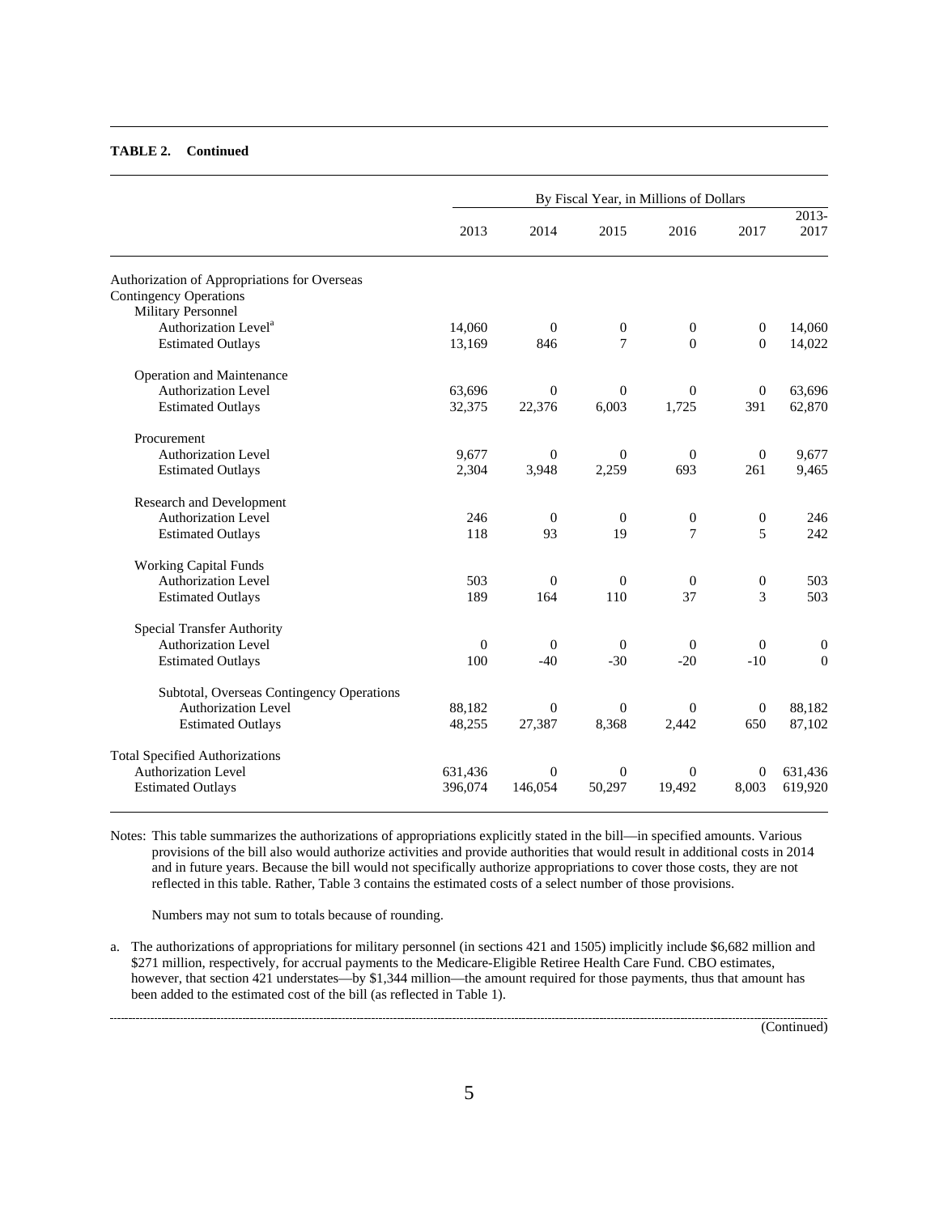**TABLE 2. Continued**

| | By Fiscal Year, in Millions of Dollars | | | | | |
|---|---|---|---|---|---|---|
| | 2013 | 2014 | 2015 | 2016 | 2017 | 2013-2017 |
| Authorization of Appropriations for Overseas Contingency Operations | | | | | | |
| Military Personnel | | | | | | |
| Authorization Level[a] | 14,060 | 0 | 0 | 0 | 0 | 14,060 |
| Estimated Outlays | 13,169 | 846 | 7 | 0 | 0 | 14,022 |
| Operation and Maintenance | | | | | | |
| Authorization Level | 63,696 | 0 | 0 | 0 | 0 | 63,696 |
| Estimated Outlays | 32,375 | 22,376 | 6,003 | 1,725 | 391 | 62,870 |
| Procurement | | | | | | |
| Authorization Level | 9,677 | 0 | 0 | 0 | 0 | 9,677 |
| Estimated Outlays | 2,304 | 3,948 | 2,259 | 693 | 261 | 9,465 |
| Research and Development | | | | | | |
| Authorization Level | 246 | 0 | 0 | 0 | 0 | 246 |
| Estimated Outlays | 118 | 93 | 19 | 7 | 5 | 242 |
| Working Capital Funds | | | | | | |
| Authorization Level | 503 | 0 | 0 | 0 | 0 | 503 |
| Estimated Outlays | 189 | 164 | 110 | 37 | 3 | 503 |
| Special Transfer Authority | | | | | | |
| Authorization Level | 0 | 0 | 0 | 0 | 0 | 0 |
| Estimated Outlays | 100 | -40 | -30 | -20 | -10 | 0 |
| Subtotal, Overseas Contingency Operations | | | | | | |
| Authorization Level | 88,182 | 0 | 0 | 0 | 0 | 88,182 |
| Estimated Outlays | 48,255 | 27,387 | 8,368 | 2,442 | 650 | 87,102 |
| Total Specified Authorizations | | | | | | |
| Authorization Level | 631,436 | 0 | 0 | 0 | 0 | 631,436 |
| Estimated Outlays | 396,074 | 146,054 | 50,297 | 19,492 | 8,003 | 619,920 |

Notes: This table summarizes the authorizations of appropriations explicitly stated in the bill—in specified amounts. Various provisions of the bill also would authorize activities and provide authorities that would result in additional costs in 2014 and in future years. Because the bill would not specifically authorize appropriations to cover those costs, they are not reflected in this table. Rather, Table 3 contains the estimated costs of a select number of those provisions.

Numbers may not sum to totals because of rounding.

a. The authorizations of appropriations for military personnel (in sections 421 and 1505) implicitly include $6,682 million and $271 million, respectively, for accrual payments to the Medicare-Eligible Retiree Health Care Fund. CBO estimates, however, that section 421 understates—by $1,344 million—the amount required for those payments, thus that amount has been added to the estimated cost of the bill (as reflected in Table 1).

(Continued)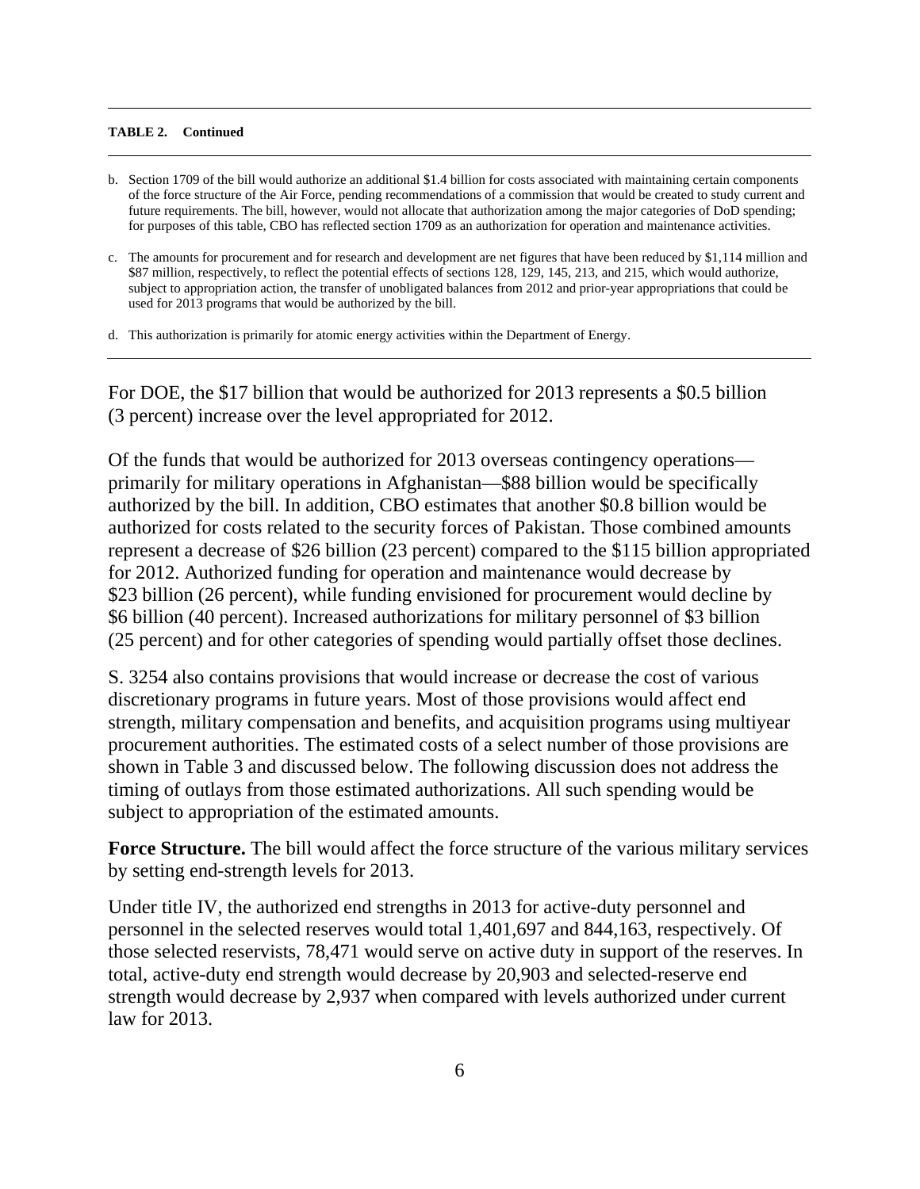**TABLE 2. Continued**

b. Section 1709 of the bill would authorize an additional $1.4 billion for costs associated with maintaining certain components of the force structure of the Air Force, pending recommendations of a commission that would be created to study current and future requirements. The bill, however, would not allocate that authorization among the major categories of DoD spending; for purposes of this table, CBO has reflected section 1709 as an authorization for operation and maintenance activities.

c. The amounts for procurement and for research and development are net figures that have been reduced by $1,114 million and $87 million, respectively, to reflect the potential effects of sections 128, 129, 145, 213, and 215, which would authorize, subject to appropriation action, the transfer of unobligated balances from 2012 and prior-year appropriations that could be used for 2013 programs that would be authorized by the bill.

d. This authorization is primarily for atomic energy activities within the Department of Energy.

For DOE, the $17 billion that would be authorized for 2013 represents a $0.5 billion (3 percent) increase over the level appropriated for 2012.

Of the funds that would be authorized for 2013 overseas contingency operations—primarily for military operations in Afghanistan—$88 billion would be specifically authorized by the bill. In addition, CBO estimates that another $0.8 billion would be authorized for costs related to the security forces of Pakistan. Those combined amounts represent a decrease of $26 billion (23 percent) compared to the $115 billion appropriated for 2012. Authorized funding for operation and maintenance would decrease by $23 billion (26 percent), while funding envisioned for procurement would decline by $6 billion (40 percent). Increased authorizations for military personnel of $3 billion (25 percent) and for other categories of spending would partially offset those declines.

S. 3254 also contains provisions that would increase or decrease the cost of various discretionary programs in future years. Most of those provisions would affect end strength, military compensation and benefits, and acquisition programs using multiyear procurement authorities. The estimated costs of a select number of those provisions are shown in Table 3 and discussed below. The following discussion does not address the timing of outlays from those estimated authorizations. All such spending would be subject to appropriation of the estimated amounts.

**Force Structure.** The bill would affect the force structure of the various military services by setting end-strength levels for 2013.

Under title IV, the authorized end strengths in 2013 for active-duty personnel and personnel in the selected reserves would total 1,401,697 and 844,163, respectively. Of those selected reservists, 78,471 would serve on active duty in support of the reserves. In total, active-duty end strength would decrease by 20,903 and selected-reserve end strength would decrease by 2,937 when compared with levels authorized under current law for 2013.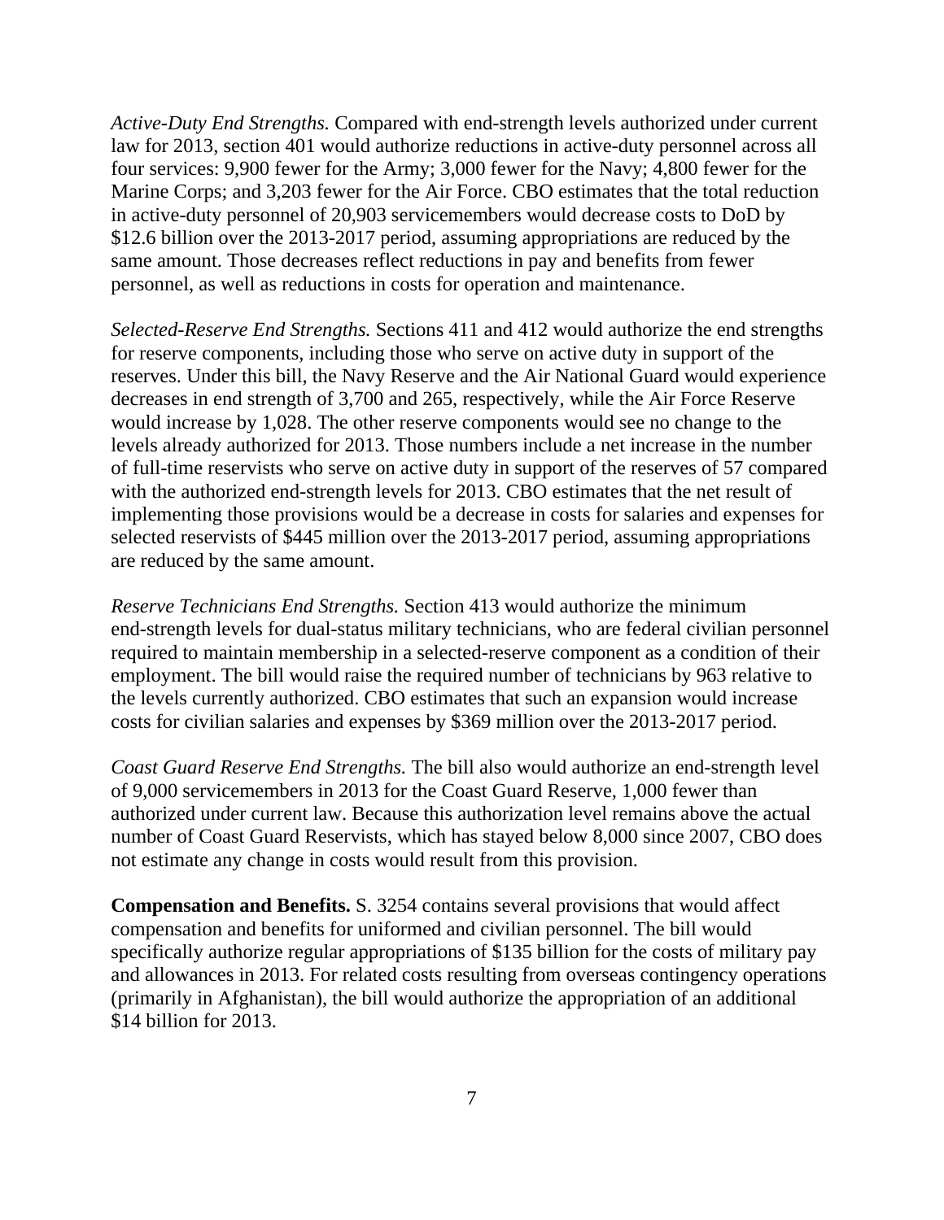*Active-Duty End Strengths.* Compared with end-strength levels authorized under current law for 2013, section 401 would authorize reductions in active-duty personnel across all four services: 9,900 fewer for the Army; 3,000 fewer for the Navy; 4,800 fewer for the Marine Corps; and 3,203 fewer for the Air Force. CBO estimates that the total reduction in active-duty personnel of 20,903 servicemembers would decrease costs to DoD by $12.6 billion over the 2013-2017 period, assuming appropriations are reduced by the same amount. Those decreases reflect reductions in pay and benefits from fewer personnel, as well as reductions in costs for operation and maintenance.

*Selected-Reserve End Strengths.* Sections 411 and 412 would authorize the end strengths for reserve components, including those who serve on active duty in support of the reserves. Under this bill, the Navy Reserve and the Air National Guard would experience decreases in end strength of 3,700 and 265, respectively, while the Air Force Reserve would increase by 1,028. The other reserve components would see no change to the levels already authorized for 2013. Those numbers include a net increase in the number of full-time reservists who serve on active duty in support of the reserves of 57 compared with the authorized end-strength levels for 2013. CBO estimates that the net result of implementing those provisions would be a decrease in costs for salaries and expenses for selected reservists of $445 million over the 2013-2017 period, assuming appropriations are reduced by the same amount.

*Reserve Technicians End Strengths.* Section 413 would authorize the minimum end-strength levels for dual-status military technicians, who are federal civilian personnel required to maintain membership in a selected-reserve component as a condition of their employment. The bill would raise the required number of technicians by 963 relative to the levels currently authorized. CBO estimates that such an expansion would increase costs for civilian salaries and expenses by $369 million over the 2013-2017 period.

*Coast Guard Reserve End Strengths.* The bill also would authorize an end-strength level of 9,000 servicemembers in 2013 for the Coast Guard Reserve, 1,000 fewer than authorized under current law. Because this authorization level remains above the actual number of Coast Guard Reservists, which has stayed below 8,000 since 2007, CBO does not estimate any change in costs would result from this provision.

**Compensation and Benefits.** S. 3254 contains several provisions that would affect compensation and benefits for uniformed and civilian personnel. The bill would specifically authorize regular appropriations of $135 billion for the costs of military pay and allowances in 2013. For related costs resulting from overseas contingency operations (primarily in Afghanistan), the bill would authorize the appropriation of an additional $14 billion for 2013.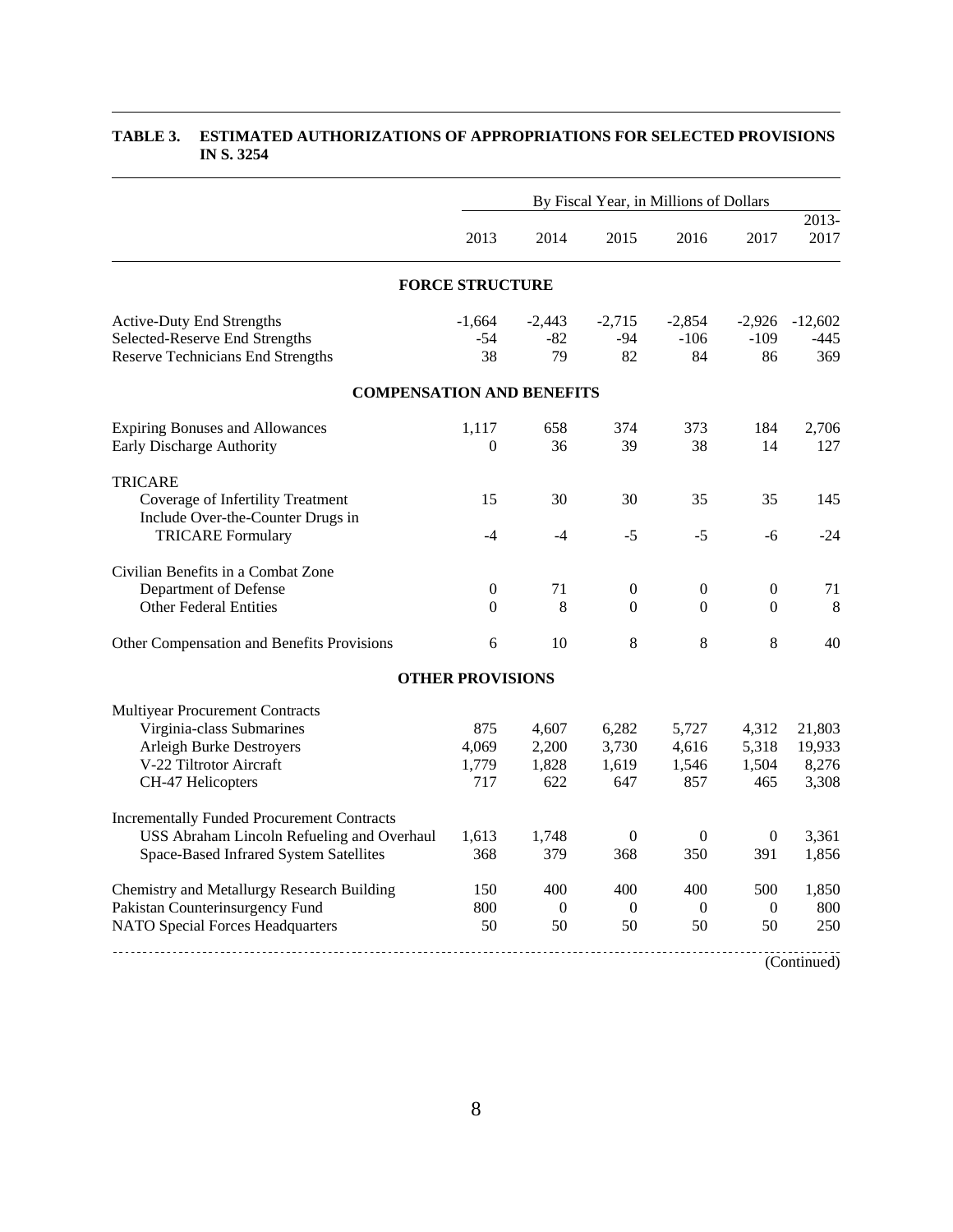**TABLE 3. ESTIMATED AUTHORIZATIONS OF APPROPRIATIONS FOR SELECTED PROVISIONS IN S. 3254**

| | By Fiscal Year, in Millions of Dollars | | | | | |
|---|---|---|---|---|---|---|
| | 2013 | 2014 | 2015 | 2016 | 2017 | 2013-2017 |
| **FORCE STRUCTURE** | | | | | | |
| Active-Duty End Strengths | -1,664 | -2,443 | -2,715 | -2,854 | -2,926 | -12,602 |
| Selected-Reserve End Strengths | -54 | -82 | -94 | -106 | -109 | -445 |
| Reserve Technicians End Strengths | 38 | 79 | 82 | 84 | 86 | 369 |
| **COMPENSATION AND BENEFITS** | | | | | | |
| Expiring Bonuses and Allowances | 1,117 | 658 | 374 | 373 | 184 | 2,706 |
| Early Discharge Authority | 0 | 36 | 39 | 38 | 14 | 127 |
| TRICARE | | | | | | |
| Coverage of Infertility Treatment | 15 | 30 | 30 | 35 | 35 | 145 |
| Include Over-the-Counter Drugs in TRICARE Formulary | -4 | -4 | -5 | -5 | -6 | -24 |
| Civilian Benefits in a Combat Zone | | | | | | |
| Department of Defense | 0 | 71 | 0 | 0 | 0 | 71 |
| Other Federal Entities | 0 | 8 | 0 | 0 | 0 | 8 |
| Other Compensation and Benefits Provisions | 6 | 10 | 8 | 8 | 8 | 40 |
| **OTHER PROVISIONS** | | | | | | |
| Multiyear Procurement Contracts | | | | | | |
| Virginia-class Submarines | 875 | 4,607 | 6,282 | 5,727 | 4,312 | 21,803 |
| Arleigh Burke Destroyers | 4,069 | 2,200 | 3,730 | 4,616 | 5,318 | 19,933 |
| V-22 Tiltrotor Aircraft | 1,779 | 1,828 | 1,619 | 1,546 | 1,504 | 8,276 |
| CH-47 Helicopters | 717 | 622 | 647 | 857 | 465 | 3,308 |
| Incrementally Funded Procurement Contracts | | | | | | |
| USS Abraham Lincoln Refueling and Overhaul | 1,613 | 1,748 | 0 | 0 | 0 | 3,361 |
| Space-Based Infrared System Satellites | 368 | 379 | 368 | 350 | 391 | 1,856 |
| Chemistry and Metallurgy Research Building | 150 | 400 | 400 | 400 | 500 | 1,850 |
| Pakistan Counterinsurgency Fund | 800 | 0 | 0 | 0 | 0 | 800 |
| NATO Special Forces Headquarters | 50 | 50 | 50 | 50 | 50 | 250 |

(Continued)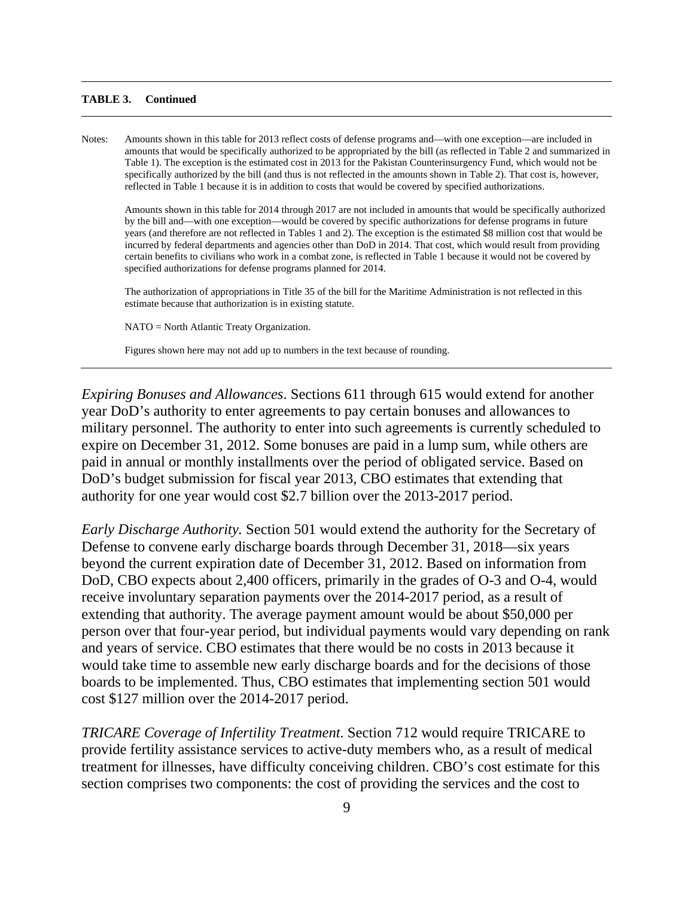**TABLE 3. Continued**

Notes: Amounts shown in this table for 2013 reflect costs of defense programs and—with one exception—are included in amounts that would be specifically authorized to be appropriated by the bill (as reflected in Table 2 and summarized in Table 1). The exception is the estimated cost in 2013 for the Pakistan Counterinsurgency Fund, which would not be specifically authorized by the bill (and thus is not reflected in the amounts shown in Table 2). That cost is, however, reflected in Table 1 because it is in addition to costs that would be covered by specified authorizations.

Amounts shown in this table for 2014 through 2017 are not included in amounts that would be specifically authorized by the bill and—with one exception—would be covered by specific authorizations for defense programs in future years (and therefore are not reflected in Tables 1 and 2). The exception is the estimated $8 million cost that would be incurred by federal departments and agencies other than DoD in 2014. That cost, which would result from providing certain benefits to civilians who work in a combat zone, is reflected in Table 1 because it would not be covered by specified authorizations for defense programs planned for 2014.

The authorization of appropriations in Title 35 of the bill for the Maritime Administration is not reflected in this estimate because that authorization is in existing statute.

NATO = North Atlantic Treaty Organization.

Figures shown here may not add up to numbers in the text because of rounding.

---

*Expiring Bonuses and Allowances*. Sections 611 through 615 would extend for another year DoD's authority to enter agreements to pay certain bonuses and allowances to military personnel. The authority to enter into such agreements is currently scheduled to expire on December 31, 2012. Some bonuses are paid in a lump sum, while others are paid in annual or monthly installments over the period of obligated service. Based on DoD's budget submission for fiscal year 2013, CBO estimates that extending that authority for one year would cost $2.7 billion over the 2013-2017 period.

*Early Discharge Authority.* Section 501 would extend the authority for the Secretary of Defense to convene early discharge boards through December 31, 2018—six years beyond the current expiration date of December 31, 2012. Based on information from DoD, CBO expects about 2,400 officers, primarily in the grades of O-3 and O-4, would receive involuntary separation payments over the 2014-2017 period, as a result of extending that authority. The average payment amount would be about $50,000 per person over that four-year period, but individual payments would vary depending on rank and years of service. CBO estimates that there would be no costs in 2013 because it would take time to assemble new early discharge boards and for the decisions of those boards to be implemented. Thus, CBO estimates that implementing section 501 would cost $127 million over the 2014-2017 period.

*TRICARE Coverage of Infertility Treatment*. Section 712 would require TRICARE to provide fertility assistance services to active-duty members who, as a result of medical treatment for illnesses, have difficulty conceiving children. CBO's cost estimate for this section comprises two components: the cost of providing the services and the cost to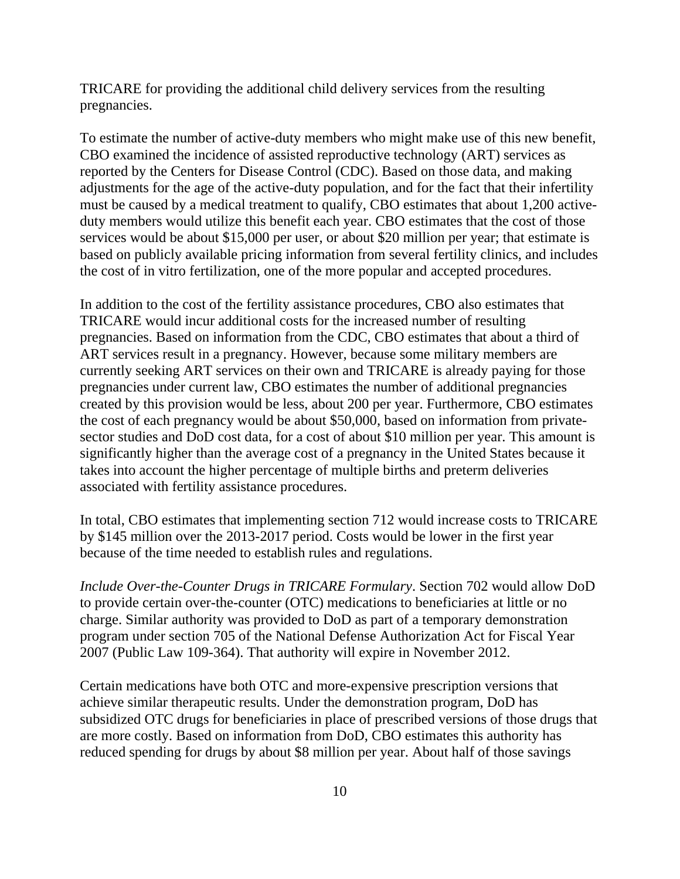TRICARE for providing the additional child delivery services from the resulting pregnancies.

To estimate the number of active-duty members who might make use of this new benefit, CBO examined the incidence of assisted reproductive technology (ART) services as reported by the Centers for Disease Control (CDC). Based on those data, and making adjustments for the age of the active-duty population, and for the fact that their infertility must be caused by a medical treatment to qualify, CBO estimates that about 1,200 active-duty members would utilize this benefit each year. CBO estimates that the cost of those services would be about $15,000 per user, or about $20 million per year; that estimate is based on publicly available pricing information from several fertility clinics, and includes the cost of in vitro fertilization, one of the more popular and accepted procedures.

In addition to the cost of the fertility assistance procedures, CBO also estimates that TRICARE would incur additional costs for the increased number of resulting pregnancies. Based on information from the CDC, CBO estimates that about a third of ART services result in a pregnancy. However, because some military members are currently seeking ART services on their own and TRICARE is already paying for those pregnancies under current law, CBO estimates the number of additional pregnancies created by this provision would be less, about 200 per year. Furthermore, CBO estimates the cost of each pregnancy would be about $50,000, based on information from private-sector studies and DoD cost data, for a cost of about $10 million per year. This amount is significantly higher than the average cost of a pregnancy in the United States because it takes into account the higher percentage of multiple births and preterm deliveries associated with fertility assistance procedures.

In total, CBO estimates that implementing section 712 would increase costs to TRICARE by $145 million over the 2013-2017 period. Costs would be lower in the first year because of the time needed to establish rules and regulations.

*Include Over-the-Counter Drugs in TRICARE Formulary*. Section 702 would allow DoD to provide certain over-the-counter (OTC) medications to beneficiaries at little or no charge. Similar authority was provided to DoD as part of a temporary demonstration program under section 705 of the National Defense Authorization Act for Fiscal Year 2007 (Public Law 109-364). That authority will expire in November 2012.

Certain medications have both OTC and more-expensive prescription versions that achieve similar therapeutic results. Under the demonstration program, DoD has subsidized OTC drugs for beneficiaries in place of prescribed versions of those drugs that are more costly. Based on information from DoD, CBO estimates this authority has reduced spending for drugs by about $8 million per year. About half of those savings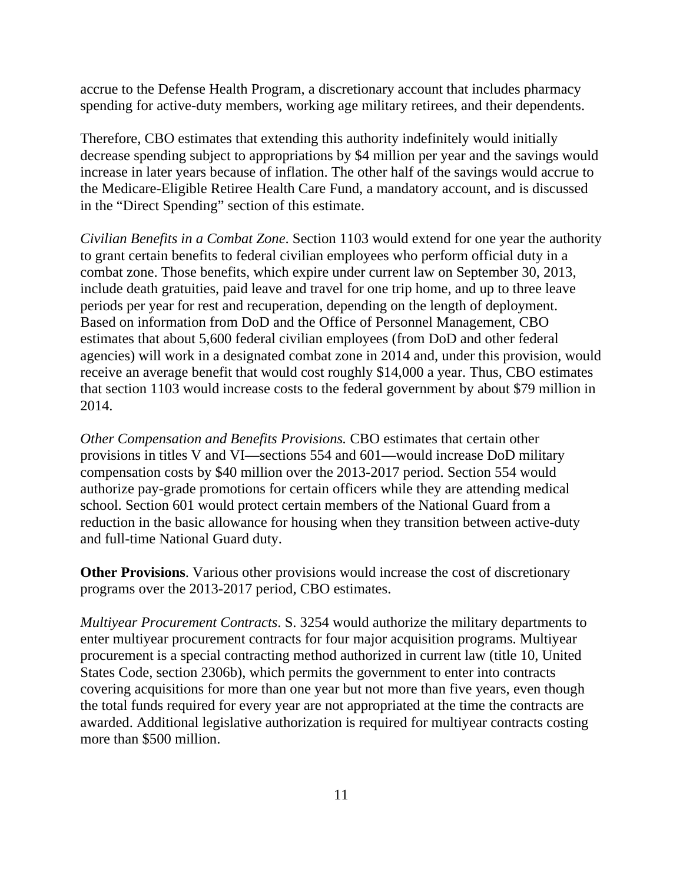accrue to the Defense Health Program, a discretionary account that includes pharmacy spending for active-duty members, working age military retirees, and their dependents.

Therefore, CBO estimates that extending this authority indefinitely would initially decrease spending subject to appropriations by $4 million per year and the savings would increase in later years because of inflation. The other half of the savings would accrue to the Medicare-Eligible Retiree Health Care Fund, a mandatory account, and is discussed in the "Direct Spending" section of this estimate.

*Civilian Benefits in a Combat Zone*. Section 1103 would extend for one year the authority to grant certain benefits to federal civilian employees who perform official duty in a combat zone. Those benefits, which expire under current law on September 30, 2013, include death gratuities, paid leave and travel for one trip home, and up to three leave periods per year for rest and recuperation, depending on the length of deployment. Based on information from DoD and the Office of Personnel Management, CBO estimates that about 5,600 federal civilian employees (from DoD and other federal agencies) will work in a designated combat zone in 2014 and, under this provision, would receive an average benefit that would cost roughly $14,000 a year. Thus, CBO estimates that section 1103 would increase costs to the federal government by about $79 million in 2014.

*Other Compensation and Benefits Provisions.* CBO estimates that certain other provisions in titles V and VI—sections 554 and 601—would increase DoD military compensation costs by $40 million over the 2013-2017 period. Section 554 would authorize pay-grade promotions for certain officers while they are attending medical school. Section 601 would protect certain members of the National Guard from a reduction in the basic allowance for housing when they transition between active-duty and full-time National Guard duty.

**Other Provisions**. Various other provisions would increase the cost of discretionary programs over the 2013-2017 period, CBO estimates.

*Multiyear Procurement Contracts*. S. 3254 would authorize the military departments to enter multiyear procurement contracts for four major acquisition programs. Multiyear procurement is a special contracting method authorized in current law (title 10, United States Code, section 2306b), which permits the government to enter into contracts covering acquisitions for more than one year but not more than five years, even though the total funds required for every year are not appropriated at the time the contracts are awarded. Additional legislative authorization is required for multiyear contracts costing more than $500 million.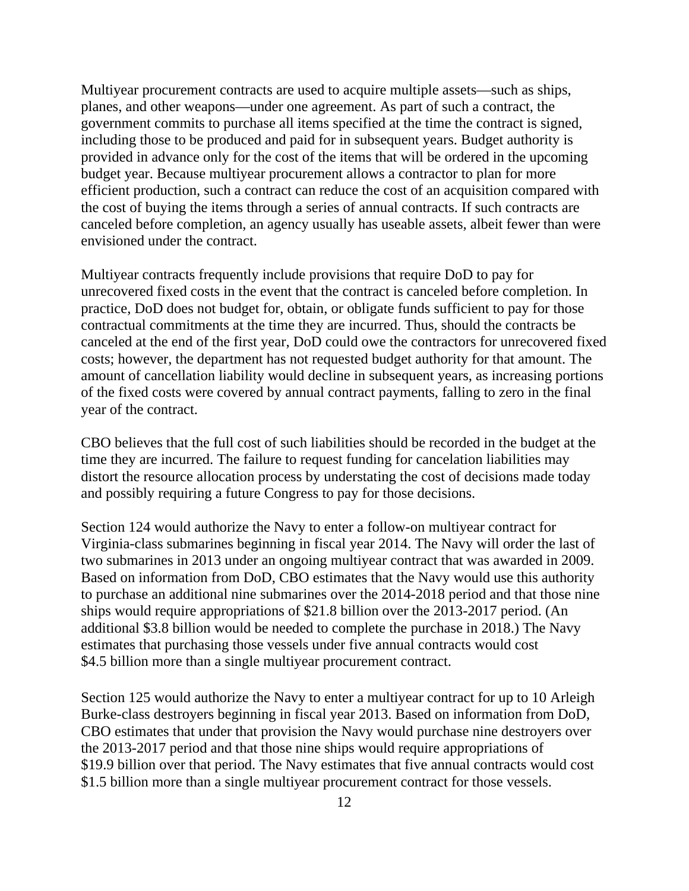Multiyear procurement contracts are used to acquire multiple assets—such as ships, planes, and other weapons—under one agreement. As part of such a contract, the government commits to purchase all items specified at the time the contract is signed, including those to be produced and paid for in subsequent years. Budget authority is provided in advance only for the cost of the items that will be ordered in the upcoming budget year. Because multiyear procurement allows a contractor to plan for more efficient production, such a contract can reduce the cost of an acquisition compared with the cost of buying the items through a series of annual contracts. If such contracts are canceled before completion, an agency usually has useable assets, albeit fewer than were envisioned under the contract.

Multiyear contracts frequently include provisions that require DoD to pay for unrecovered fixed costs in the event that the contract is canceled before completion. In practice, DoD does not budget for, obtain, or obligate funds sufficient to pay for those contractual commitments at the time they are incurred. Thus, should the contracts be canceled at the end of the first year, DoD could owe the contractors for unrecovered fixed costs; however, the department has not requested budget authority for that amount. The amount of cancellation liability would decline in subsequent years, as increasing portions of the fixed costs were covered by annual contract payments, falling to zero in the final year of the contract.

CBO believes that the full cost of such liabilities should be recorded in the budget at the time they are incurred. The failure to request funding for cancelation liabilities may distort the resource allocation process by understating the cost of decisions made today and possibly requiring a future Congress to pay for those decisions.

Section 124 would authorize the Navy to enter a follow-on multiyear contract for Virginia-class submarines beginning in fiscal year 2014. The Navy will order the last of two submarines in 2013 under an ongoing multiyear contract that was awarded in 2009. Based on information from DoD, CBO estimates that the Navy would use this authority to purchase an additional nine submarines over the 2014-2018 period and that those nine ships would require appropriations of $21.8 billion over the 2013-2017 period. (An additional $3.8 billion would be needed to complete the purchase in 2018.) The Navy estimates that purchasing those vessels under five annual contracts would cost $4.5 billion more than a single multiyear procurement contract.

Section 125 would authorize the Navy to enter a multiyear contract for up to 10 Arleigh Burke-class destroyers beginning in fiscal year 2013. Based on information from DoD, CBO estimates that under that provision the Navy would purchase nine destroyers over the 2013-2017 period and that those nine ships would require appropriations of $19.9 billion over that period. The Navy estimates that five annual contracts would cost $1.5 billion more than a single multiyear procurement contract for those vessels.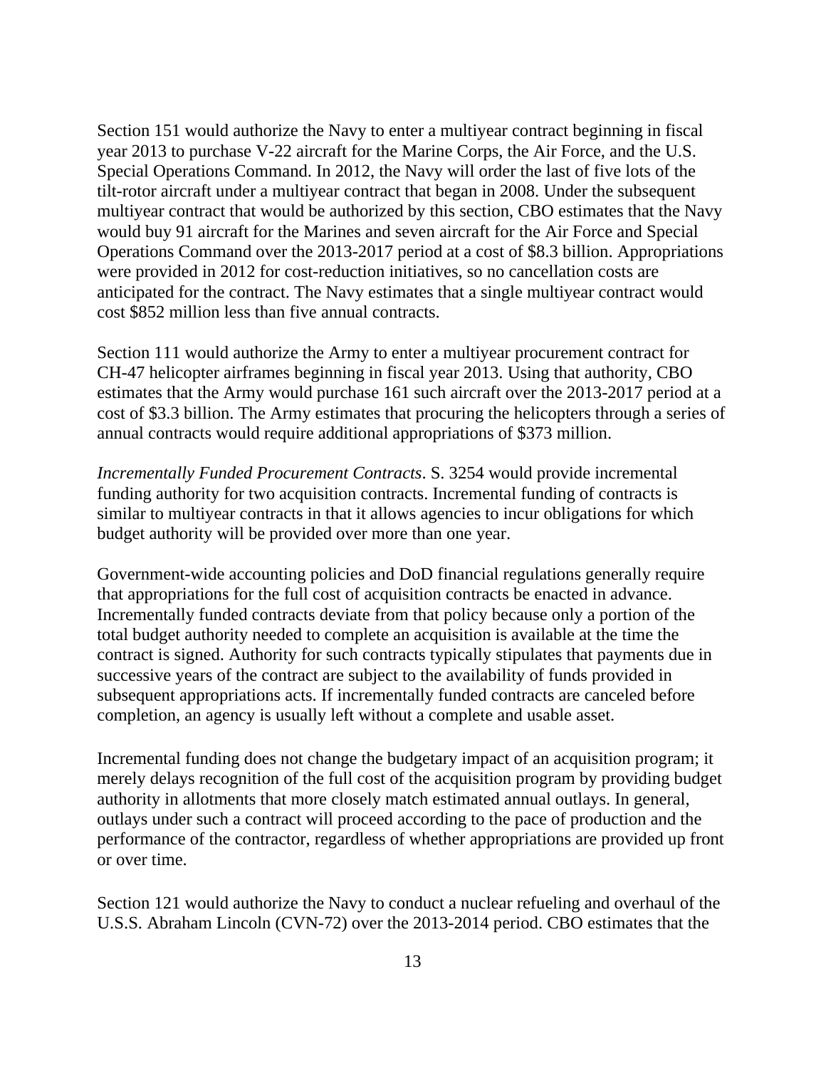Section 151 would authorize the Navy to enter a multiyear contract beginning in fiscal year 2013 to purchase V-22 aircraft for the Marine Corps, the Air Force, and the U.S. Special Operations Command. In 2012, the Navy will order the last of five lots of the tilt-rotor aircraft under a multiyear contract that began in 2008. Under the subsequent multiyear contract that would be authorized by this section, CBO estimates that the Navy would buy 91 aircraft for the Marines and seven aircraft for the Air Force and Special Operations Command over the 2013-2017 period at a cost of $8.3 billion. Appropriations were provided in 2012 for cost-reduction initiatives, so no cancellation costs are anticipated for the contract. The Navy estimates that a single multiyear contract would cost $852 million less than five annual contracts.

Section 111 would authorize the Army to enter a multiyear procurement contract for CH-47 helicopter airframes beginning in fiscal year 2013. Using that authority, CBO estimates that the Army would purchase 161 such aircraft over the 2013-2017 period at a cost of $3.3 billion. The Army estimates that procuring the helicopters through a series of annual contracts would require additional appropriations of $373 million.

*Incrementally Funded Procurement Contracts*. S. 3254 would provide incremental funding authority for two acquisition contracts. Incremental funding of contracts is similar to multiyear contracts in that it allows agencies to incur obligations for which budget authority will be provided over more than one year.

Government-wide accounting policies and DoD financial regulations generally require that appropriations for the full cost of acquisition contracts be enacted in advance. Incrementally funded contracts deviate from that policy because only a portion of the total budget authority needed to complete an acquisition is available at the time the contract is signed. Authority for such contracts typically stipulates that payments due in successive years of the contract are subject to the availability of funds provided in subsequent appropriations acts. If incrementally funded contracts are canceled before completion, an agency is usually left without a complete and usable asset.

Incremental funding does not change the budgetary impact of an acquisition program; it merely delays recognition of the full cost of the acquisition program by providing budget authority in allotments that more closely match estimated annual outlays. In general, outlays under such a contract will proceed according to the pace of production and the performance of the contractor, regardless of whether appropriations are provided up front or over time.

Section 121 would authorize the Navy to conduct a nuclear refueling and overhaul of the U.S.S. Abraham Lincoln (CVN-72) over the 2013-2014 period. CBO estimates that the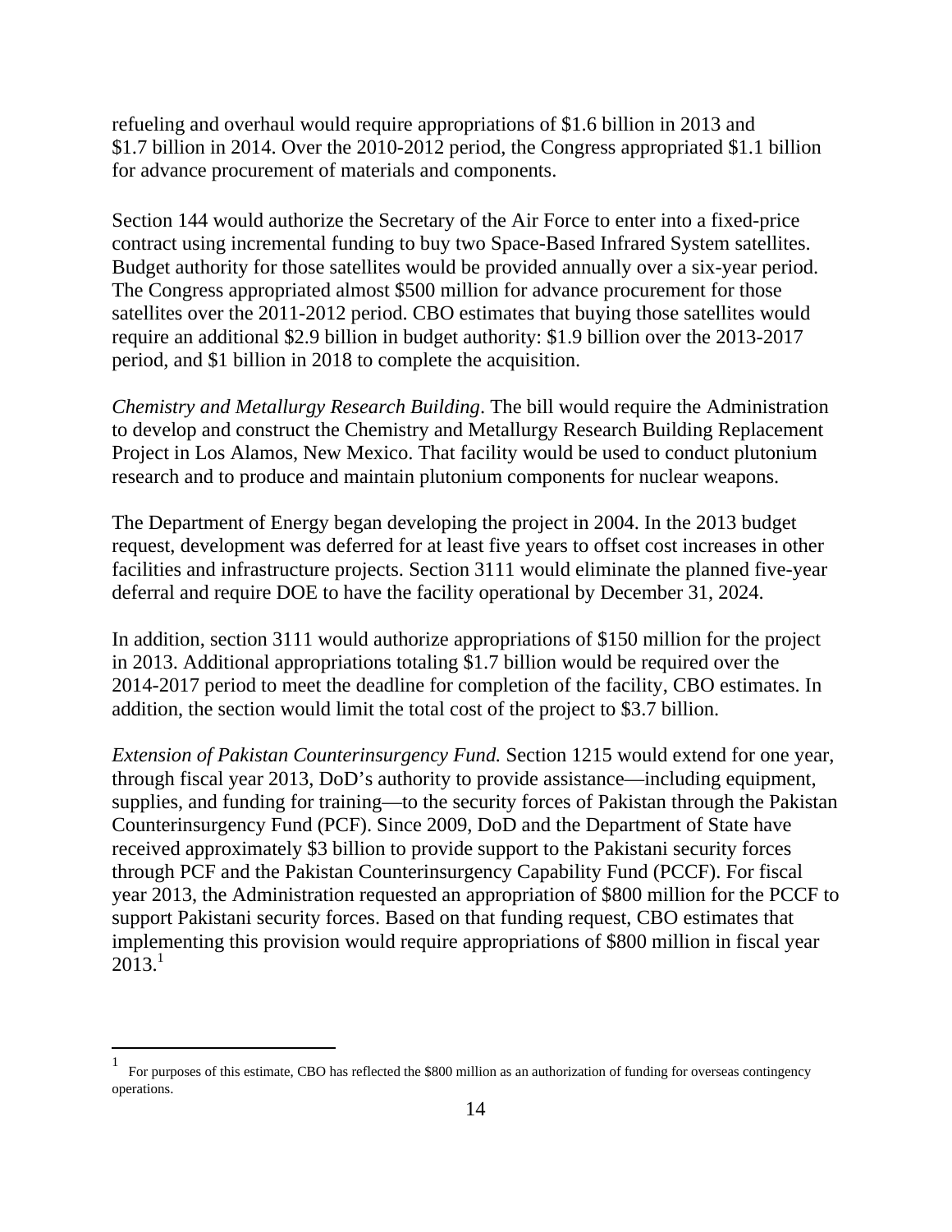refueling and overhaul would require appropriations of $1.6 billion in 2013 and $1.7 billion in 2014. Over the 2010-2012 period, the Congress appropriated $1.1 billion for advance procurement of materials and components.

Section 144 would authorize the Secretary of the Air Force to enter into a fixed-price contract using incremental funding to buy two Space-Based Infrared System satellites. Budget authority for those satellites would be provided annually over a six-year period. The Congress appropriated almost $500 million for advance procurement for those satellites over the 2011-2012 period. CBO estimates that buying those satellites would require an additional $2.9 billion in budget authority: $1.9 billion over the 2013-2017 period, and $1 billion in 2018 to complete the acquisition.

*Chemistry and Metallurgy Research Building*. The bill would require the Administration to develop and construct the Chemistry and Metallurgy Research Building Replacement Project in Los Alamos, New Mexico. That facility would be used to conduct plutonium research and to produce and maintain plutonium components for nuclear weapons.

The Department of Energy began developing the project in 2004. In the 2013 budget request, development was deferred for at least five years to offset cost increases in other facilities and infrastructure projects. Section 3111 would eliminate the planned five-year deferral and require DOE to have the facility operational by December 31, 2024.

In addition, section 3111 would authorize appropriations of $150 million for the project in 2013. Additional appropriations totaling $1.7 billion would be required over the 2014-2017 period to meet the deadline for completion of the facility, CBO estimates. In addition, the section would limit the total cost of the project to $3.7 billion.

*Extension of Pakistan Counterinsurgency Fund.* Section 1215 would extend for one year, through fiscal year 2013, DoD's authority to provide assistance—including equipment, supplies, and funding for training—to the security forces of Pakistan through the Pakistan Counterinsurgency Fund (PCF). Since 2009, DoD and the Department of State have received approximately $3 billion to provide support to the Pakistani security forces through PCF and the Pakistan Counterinsurgency Capability Fund (PCCF). For fiscal year 2013, the Administration requested an appropriation of $800 million for the PCCF to support Pakistani security forces. Based on that funding request, CBO estimates that implementing this provision would require appropriations of $800 million in fiscal year 2013.[1]

---

[1] For purposes of this estimate, CBO has reflected the $800 million as an authorization of funding for overseas contingency operations.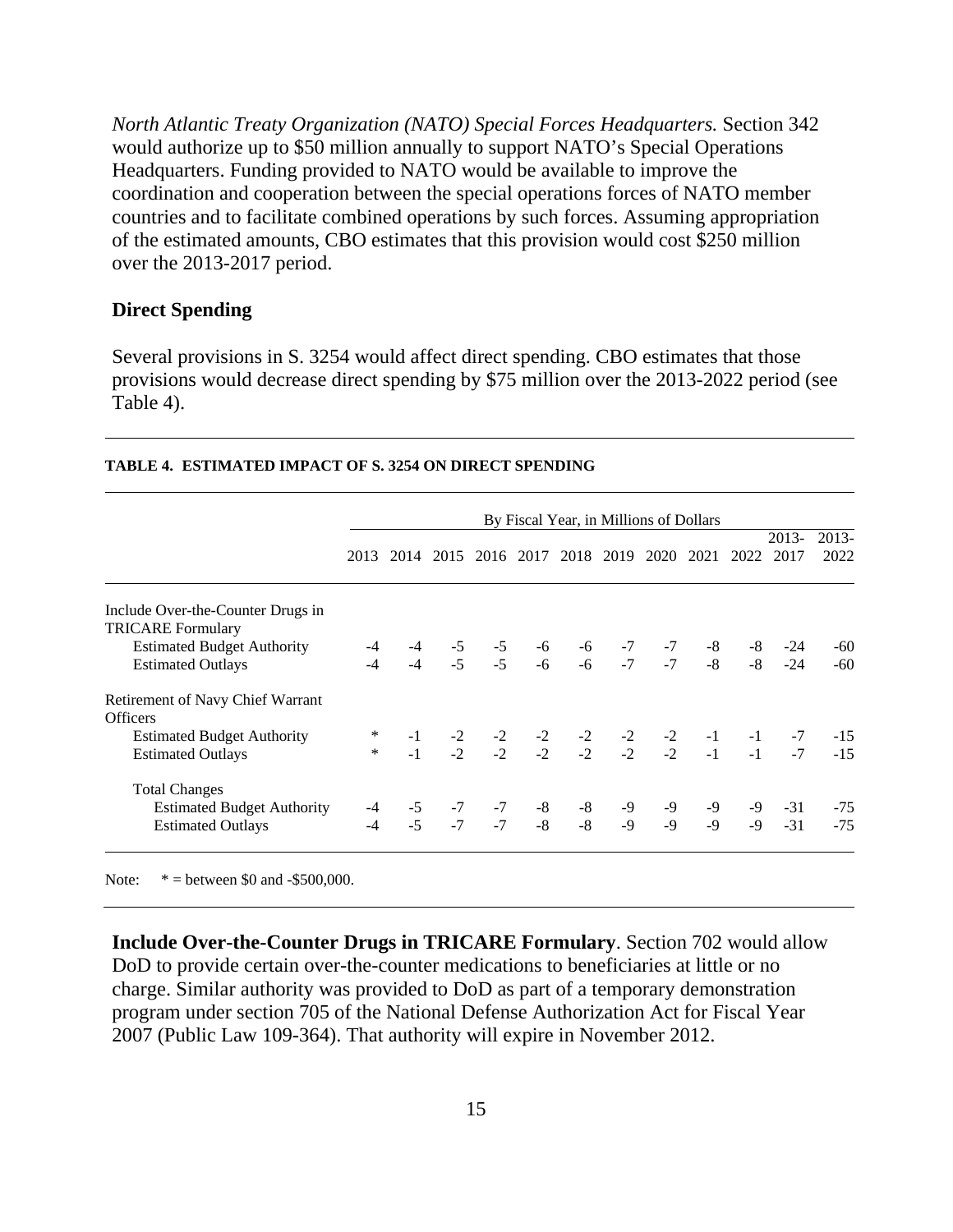*North Atlantic Treaty Organization (NATO) Special Forces Headquarters.* Section 342 would authorize up to $50 million annually to support NATO's Special Operations Headquarters. Funding provided to NATO would be available to improve the coordination and cooperation between the special operations forces of NATO member countries and to facilitate combined operations by such forces. Assuming appropriation of the estimated amounts, CBO estimates that this provision would cost $250 million over the 2013-2017 period.

### Direct Spending

Several provisions in S. 3254 would affect direct spending. CBO estimates that those provisions would decrease direct spending by $75 million over the 2013-2022 period (see Table 4).

**TABLE 4. ESTIMATED IMPACT OF S. 3254 ON DIRECT SPENDING**

| | By Fiscal Year, in Millions of Dollars | | | | | | | | | | | |
|---|---|---|---|---|---|---|---|---|---|---|---|---|
| | 2013 | 2014 | 2015 | 2016 | 2017 | 2018 | 2019 | 2020 | 2021 | 2022 | 2013-2017 | 2013-2022 |
| Include Over-the-Counter Drugs in TRICARE Formulary | | | | | | | | | | | | |
| Estimated Budget Authority | -4 | -4 | -5 | -5 | -6 | -6 | -7 | -7 | -8 | -8 | -24 | -60 |
| Estimated Outlays | -4 | -4 | -5 | -5 | -6 | -6 | -7 | -7 | -8 | -8 | -24 | -60 |
| Retirement of Navy Chief Warrant Officers | | | | | | | | | | | | |
| Estimated Budget Authority | * | -1 | -2 | -2 | -2 | -2 | -2 | -2 | -1 | -1 | -7 | -15 |
| Estimated Outlays | * | -1 | -2 | -2 | -2 | -2 | -2 | -2 | -1 | -1 | -7 | -15 |
| Total Changes | | | | | | | | | | | | |
| Estimated Budget Authority | -4 | -5 | -7 | -7 | -8 | -8 | -9 | -9 | -9 | -9 | -31 | -75 |
| Estimated Outlays | -4 | -5 | -7 | -7 | -8 | -8 | -9 | -9 | -9 | -9 | -31 | -75 |

Note: * = between $0 and -$500,000.

**Include Over-the-Counter Drugs in TRICARE Formulary**. Section 702 would allow DoD to provide certain over-the-counter medications to beneficiaries at little or no charge. Similar authority was provided to DoD as part of a temporary demonstration program under section 705 of the National Defense Authorization Act for Fiscal Year 2007 (Public Law 109-364). That authority will expire in November 2012.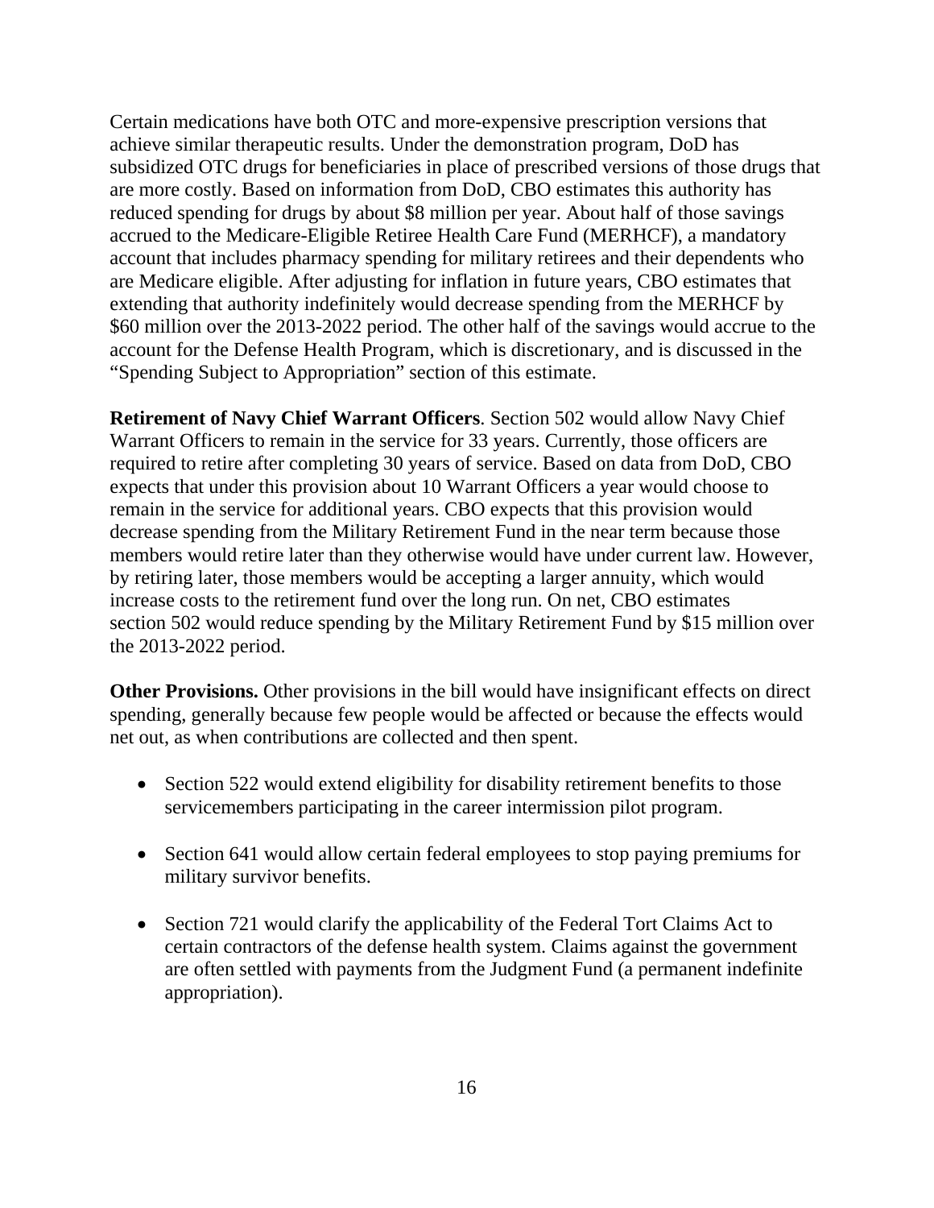Certain medications have both OTC and more-expensive prescription versions that achieve similar therapeutic results. Under the demonstration program, DoD has subsidized OTC drugs for beneficiaries in place of prescribed versions of those drugs that are more costly. Based on information from DoD, CBO estimates this authority has reduced spending for drugs by about $8 million per year. About half of those savings accrued to the Medicare-Eligible Retiree Health Care Fund (MERHCF), a mandatory account that includes pharmacy spending for military retirees and their dependents who are Medicare eligible. After adjusting for inflation in future years, CBO estimates that extending that authority indefinitely would decrease spending from the MERHCF by $60 million over the 2013-2022 period. The other half of the savings would accrue to the account for the Defense Health Program, which is discretionary, and is discussed in the "Spending Subject to Appropriation" section of this estimate.

**Retirement of Navy Chief Warrant Officers**. Section 502 would allow Navy Chief Warrant Officers to remain in the service for 33 years. Currently, those officers are required to retire after completing 30 years of service. Based on data from DoD, CBO expects that under this provision about 10 Warrant Officers a year would choose to remain in the service for additional years. CBO expects that this provision would decrease spending from the Military Retirement Fund in the near term because those members would retire later than they otherwise would have under current law. However, by retiring later, those members would be accepting a larger annuity, which would increase costs to the retirement fund over the long run. On net, CBO estimates section 502 would reduce spending by the Military Retirement Fund by $15 million over the 2013-2022 period.

**Other Provisions.** Other provisions in the bill would have insignificant effects on direct spending, generally because few people would be affected or because the effects would net out, as when contributions are collected and then spent.

- Section 522 would extend eligibility for disability retirement benefits to those servicemembers participating in the career intermission pilot program.
- Section 641 would allow certain federal employees to stop paying premiums for military survivor benefits.
- Section 721 would clarify the applicability of the Federal Tort Claims Act to certain contractors of the defense health system. Claims against the government are often settled with payments from the Judgment Fund (a permanent indefinite appropriation).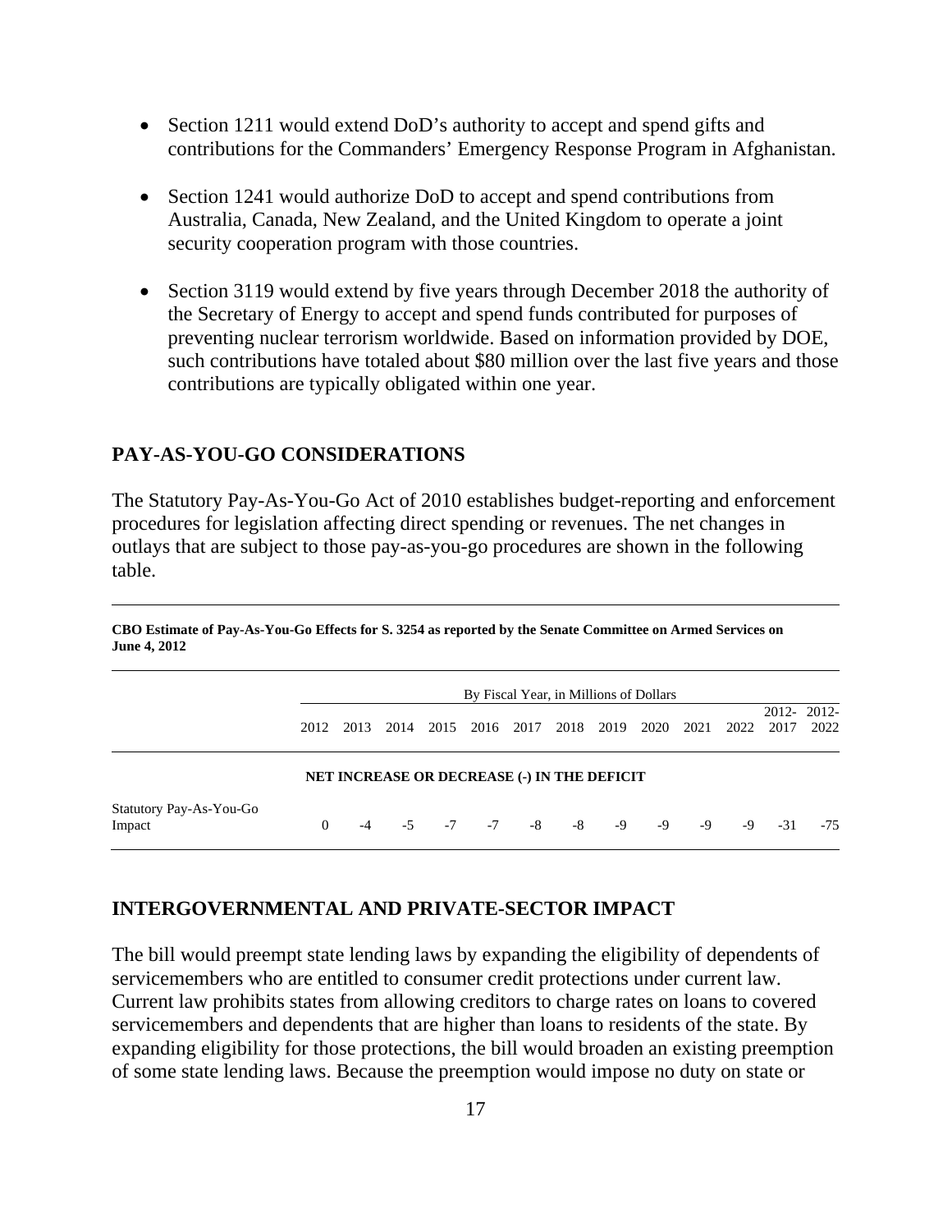- Section 1211 would extend DoD's authority to accept and spend gifts and contributions for the Commanders' Emergency Response Program in Afghanistan.

- Section 1241 would authorize DoD to accept and spend contributions from Australia, Canada, New Zealand, and the United Kingdom to operate a joint security cooperation program with those countries.

- Section 3119 would extend by five years through December 2018 the authority of the Secretary of Energy to accept and spend funds contributed for purposes of preventing nuclear terrorism worldwide. Based on information provided by DOE, such contributions have totaled about $80 million over the last five years and those contributions are typically obligated within one year.

## PAY-AS-YOU-GO CONSIDERATIONS

The Statutory Pay-As-You-Go Act of 2010 establishes budget-reporting and enforcement procedures for legislation affecting direct spending or revenues. The net changes in outlays that are subject to those pay-as-you-go procedures are shown in the following table.

**CBO Estimate of Pay-As-You-Go Effects for S. 3254 as reported by the Senate Committee on Armed Services on June 4, 2012**

| | By Fiscal Year, in Millions of Dollars | | | | | | | | | | | | |
|---|---|---|---|---|---|---|---|---|---|---|---|---|---|
| | 2012 | 2013 | 2014 | 2015 | 2016 | 2017 | 2018 | 2019 | 2020 | 2021 | 2022 | 2012-2017 | 2012-2022 |
| | **NET INCREASE OR DECREASE (-) IN THE DEFICIT** | | | | | | | | | | | | |
| Statutory Pay-As-You-Go Impact | 0 | -4 | -5 | -7 | -7 | -8 | -8 | -9 | -9 | -9 | -9 | -31 | -75 |

## INTERGOVERNMENTAL AND PRIVATE-SECTOR IMPACT

The bill would preempt state lending laws by expanding the eligibility of dependents of servicemembers who are entitled to consumer credit protections under current law. Current law prohibits states from allowing creditors to charge rates on loans to covered servicemembers and dependents that are higher than loans to residents of the state. By expanding eligibility for those protections, the bill would broaden an existing preemption of some state lending laws. Because the preemption would impose no duty on state or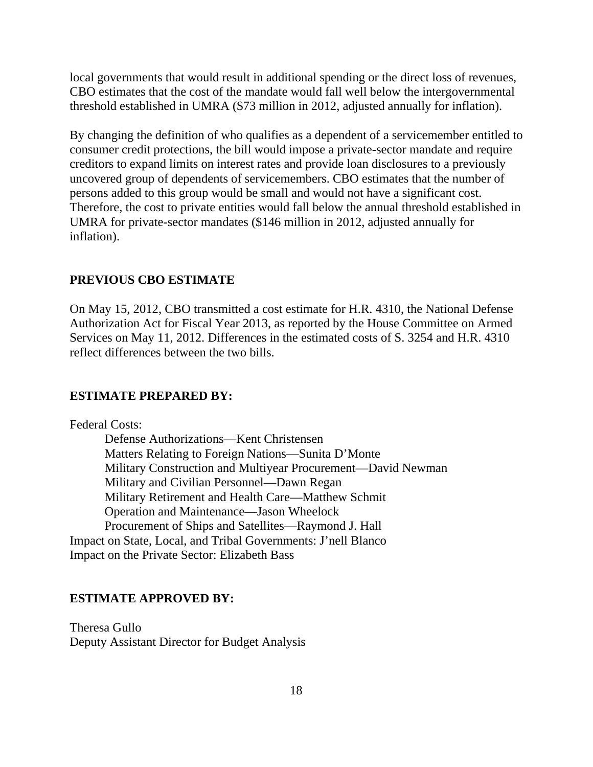local governments that would result in additional spending or the direct loss of revenues, CBO estimates that the cost of the mandate would fall well below the intergovernmental threshold established in UMRA ($73 million in 2012, adjusted annually for inflation).

By changing the definition of who qualifies as a dependent of a servicemember entitled to consumer credit protections, the bill would impose a private-sector mandate and require creditors to expand limits on interest rates and provide loan disclosures to a previously uncovered group of dependents of servicemembers. CBO estimates that the number of persons added to this group would be small and would not have a significant cost. Therefore, the cost to private entities would fall below the annual threshold established in UMRA for private-sector mandates ($146 million in 2012, adjusted annually for inflation).

## PREVIOUS CBO ESTIMATE

On May 15, 2012, CBO transmitted a cost estimate for H.R. 4310, the National Defense Authorization Act for Fiscal Year 2013, as reported by the House Committee on Armed Services on May 11, 2012. Differences in the estimated costs of S. 3254 and H.R. 4310 reflect differences between the two bills.

## ESTIMATE PREPARED BY:

Federal Costs:

- Defense Authorizations—Kent Christensen
- Matters Relating to Foreign Nations—Sunita D'Monte
- Military Construction and Multiyear Procurement—David Newman
- Military and Civilian Personnel—Dawn Regan
- Military Retirement and Health Care—Matthew Schmit
- Operation and Maintenance—Jason Wheelock
- Procurement of Ships and Satellites—Raymond J. Hall

Impact on State, Local, and Tribal Governments: J'nell Blanco

Impact on the Private Sector: Elizabeth Bass

## ESTIMATE APPROVED BY:

Theresa Gullo
Deputy Assistant Director for Budget Analysis